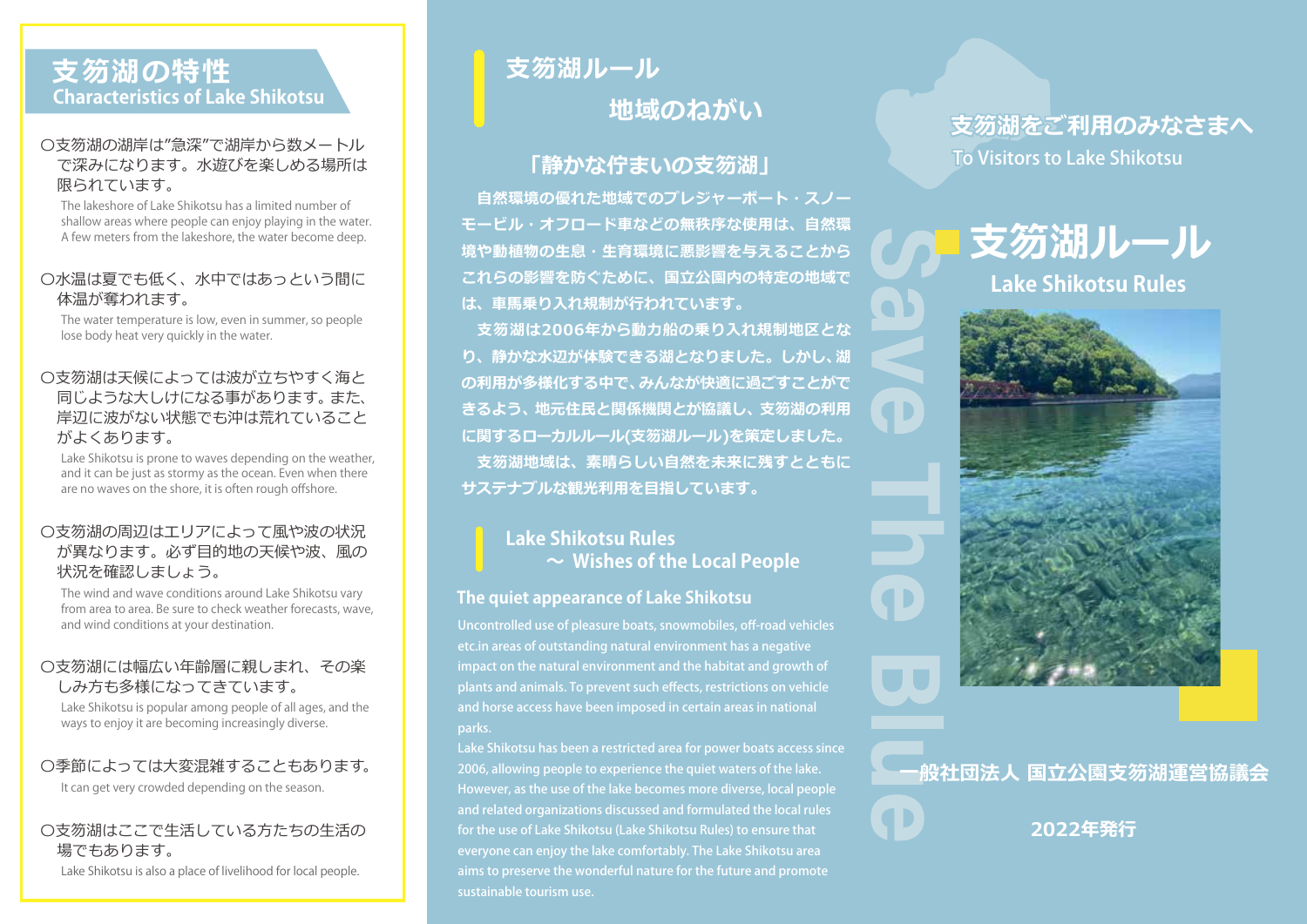## 支笏湖の特性
## Characteristics of Lake Shikotsu

〇支笏湖の湖岸は"急深"で湖岸から数メートルで深みになります。水遊びを楽しめる場所は限られています。

The lakeshore of Lake Shikotsu has a limited number of shallow areas where people can enjoy playing in the water. A few meters from the lakeshore, the water become deep.

〇水温は夏でも低く、水中ではあっという間に体温が奪われます。

The water temperature is low, even in summer, so people lose body heat very quickly in the water.

〇支笏湖は天候によっては波が立ちやすく海と同じような大しけになる事があります。また、岸辺に波がない状態でも沖は荒れていることがよくあります。

Lake Shikotsu is prone to waves depending on the weather, and it can be just as stormy as the ocean. Even when there are no waves on the shore, it is often rough offshore.

〇支笏湖の周辺はエリアによって風や波の状況が異なります。必ず目的地の天候や波、風の状況を確認しましょう。

The wind and wave conditions around Lake Shikotsu vary from area to area. Be sure to check weather forecasts, wave, and wind conditions at your destination.

〇支笏湖には幅広い年齢層に親しまれ、その楽しみ方も多様になってきています。

Lake Shikotsu is popular among people of all ages, and the ways to enjoy it are becoming increasingly diverse.

〇季節によっては大変混雑することもあります。

It can get very crowded depending on the season.

〇支笏湖はここで生活している方たちの生活の場でもあります。

Lake Shikotsu is also a place of livelihood for local people.

## 支笏湖ルール
## 地域のねがい

### 「静かな佇まいの支笏湖」

自然環境の優れた地域でのプレジャーボート・スノーモービル・オフロード車などの無秩序な使用は、自然環境や動植物の生息・生育環境に悪影響を与えることからこれらの影響を防ぐために、国立公園内の特定の地域では、車馬乗り入れ規制が行われています。

支笏湖は2006年から動力船の乗り入れ規制地区となり、静かな水辺が体験できる湖となりました。しかし、湖の利用が多様化する中で、みんなが快適に過ごすことができるよう、地元住民と関係機関とが協議し、支笏湖の利用に関するローカルルール(支笏湖ルール)を策定しました。

支笏湖地域は、素晴らしい自然を未来に残すとともにサステナブルな観光利用を目指しています。

## Lake Shikotsu Rules
## ～ Wishes of the Local People

### The quiet appearance of Lake Shikotsu

Uncontrolled use of pleasure boats, snowmobiles, off-road vehicles etc.in areas of outstanding natural environment has a negative impact on the natural environment and the habitat and growth of plants and animals. To prevent such effects, restrictions on vehicle and horse access have been imposed in certain areas in national parks.

Lake Shikotsu has been a restricted area for power boats access since 2006, allowing people to experience the quiet waters of the lake. However, as the use of the lake becomes more diverse, local people and related organizations discussed and formulated the local rules for the use of Lake Shikotsu (Lake Shikotsu Rules) to ensure that everyone can enjoy the lake comfortably. The Lake Shikotsu area aims to preserve the wonderful nature for the future and promote sustainable tourism use.

Save The Blue

## 支笏湖をご利用のみなさまへ
## To Visitors to Lake Shikotsu

# 支笏湖ルール
# Lake Shikotsu Rules

一般社団法人 国立公園支笏湖運営協議会

2022年発行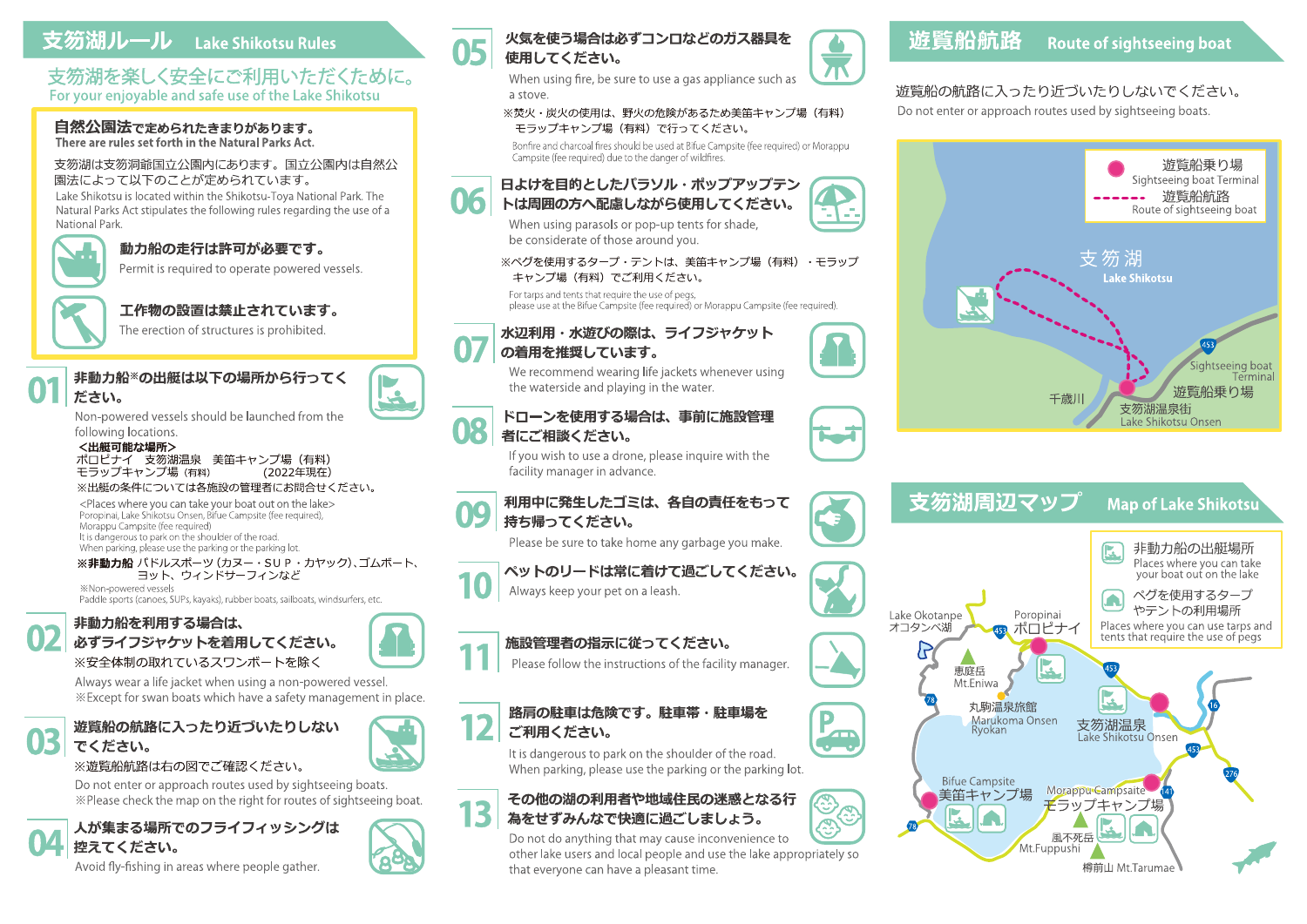## 支笏湖ルール　Lake Shikotsu Rules

支笏湖を楽しく安全にご利用いただくために。
For your enjoyable and safe use of the Lake Shikotsu

### 自然公園法で定められたきまりがあります。
**There are rules set forth in the Natural Parks Act.**

支笏湖は支笏洞爺国立公園内にあります。国立公園内は自然公園法によって以下のことが定められています。
Lake Shikotsu is located within the Shikotsu-Toya National Park. The Natural Parks Act stipulates the following rules regarding the use of a National Park.

**動力船の走行は許可が必要です。**
Permit is required to operate powered vessels.

**工作物の設置は禁止されています。**
The erection of structures is prohibited.

### 01 非動力船※の出艇は以下の場所から行ってください。
Non-powered vessels should be launched from the following locations.

**<出艇可能な場所>**
ポロピナイ　支笏湖温泉　美笛キャンプ場（有料）
モラップキャンプ場（有料）　　　　（2022年現在）
※出艇の条件については各施設の管理者にお問合せください。

<Places where you can take your boat out on the lake>
Poropinai, Lake Shikotsu Onsen, Bifue Campsite (fee required),
Morappu Campsite (fee required)
It is dangerous to park on the shoulder of the road.
When parking, please use the parking or the parking lot.

※**非動力船** パドルスポーツ（カヌー・SUP・カヤック）、ゴムボート、ヨット、ウィンドサーフィンなど
※Non-powered vessels
Paddle sports (canoes, SUPs, kayaks), rubber boats, sailboats, windsurfers, etc.

### 02 非動力船を利用する場合は、必ずライフジャケットを着用してください。
※安全体制の取れているスワンボートを除く
Always wear a life jacket when using a non-powered vessel.
※Except for swan boats which have a safety management in place.

### 03 遊覧船の航路に入ったり近づいたりしないでください。
※遊覧船航路は右の図でご確認ください。
Do not enter or approach routes used by sightseeing boats.
※Please check the map on the right for routes of sightseeing boat.

### 04 人が集まる場所でのフライフィッシングは控えてください。
Avoid fly-fishing in areas where people gather.

### 05 火気を使う場合は必ずコンロなどのガス器具を使用してください。
When using fire, be sure to use a gas appliance such as a stove.
※焚火・炭火の使用は、野火の危険があるため美笛キャンプ場（有料）モラップキャンプ場（有料）で行ってください。
Bonfire and charcoal fires should be used at Bifue Campsite (fee required) or Morappu Campsite (fee required) due to the danger of wildfires.

### 06 日よけを目的としたパラソル・ポップアップテントは周囲の方へ配慮しながら使用してください。
When using parasols or pop-up tents for shade, be considerate of those around you.
※ペグを使用するタープ・テントは、美笛キャンプ場（有料）・モラップキャンプ場（有料）でご利用ください。
For tarps and tents that require the use of pegs, please use at the Bifue Campsite (fee required) or Morappu Campsite (fee required).

### 07 水辺利用・水遊びの際は、ライフジャケットの着用を推奨しています。
We recommend wearing life jackets whenever using the waterside and playing in the water.

### 08 ドローンを使用する場合は、事前に施設管理者にご相談ください。
If you wish to use a drone, please inquire with the facility manager in advance.

### 09 利用中に発生したゴミは、各自の責任をもって持ち帰ってください。
Please be sure to take home any garbage you make.

### 10 ペットのリードは常に着けて過ごしてください。
Always keep your pet on a leash.

### 11 施設管理者の指示に従ってください。
Please follow the instructions of the facility manager.

### 12 路肩の駐車は危険です。駐車帯・駐車場をご利用ください。
It is dangerous to park on the shoulder of the road.
When parking, please use the parking or the parking lot.

### 13 その他の湖の利用者や地域住民の迷惑となる行為をせずみんなで快適に過ごしましょう。
Do not do anything that may cause inconvenience to other lake users and local people and use the lake appropriately so that everyone can have a pleasant time.

## 遊覧船航路　Route of sightseeing boat

遊覧船の航路に入ったり近づいたりしないでください。
Do not enter or approach routes used by sightseeing boats.

遊覧船乗り場 Sightseeing boat Terminal
遊覧船航路 Route of sightseeing boat
支笏湖 Lake Shikotsu
453
Sightseeing boat Terminal
遊覧船乗り場
千歳川
支笏湖温泉街
Lake Shikotsu Onsen

## 支笏湖周辺マップ　Map of Lake Shikotsu

非動力船の出艇場所
Places where you can take your boat out on the lake
ペグを使用するタープやテントの利用場所
Places where you can use tarps and tents that require the use of pegs

Lake Okotanpe
オコタンペ湖
Poropinai
ポロピナイ
恵庭岳
Mt.Eniwa
丸駒温泉旅館
Marukoma Onsen Ryokan
支笏湖温泉
Lake Shikotsu Onsen
Bifue Campsite
美笛キャンプ場
Morappu Campsite
モラップキャンプ場
風不死岳
Mt.Fuppushi
樽前山 Mt.Tarumae
453 78 16 276 141